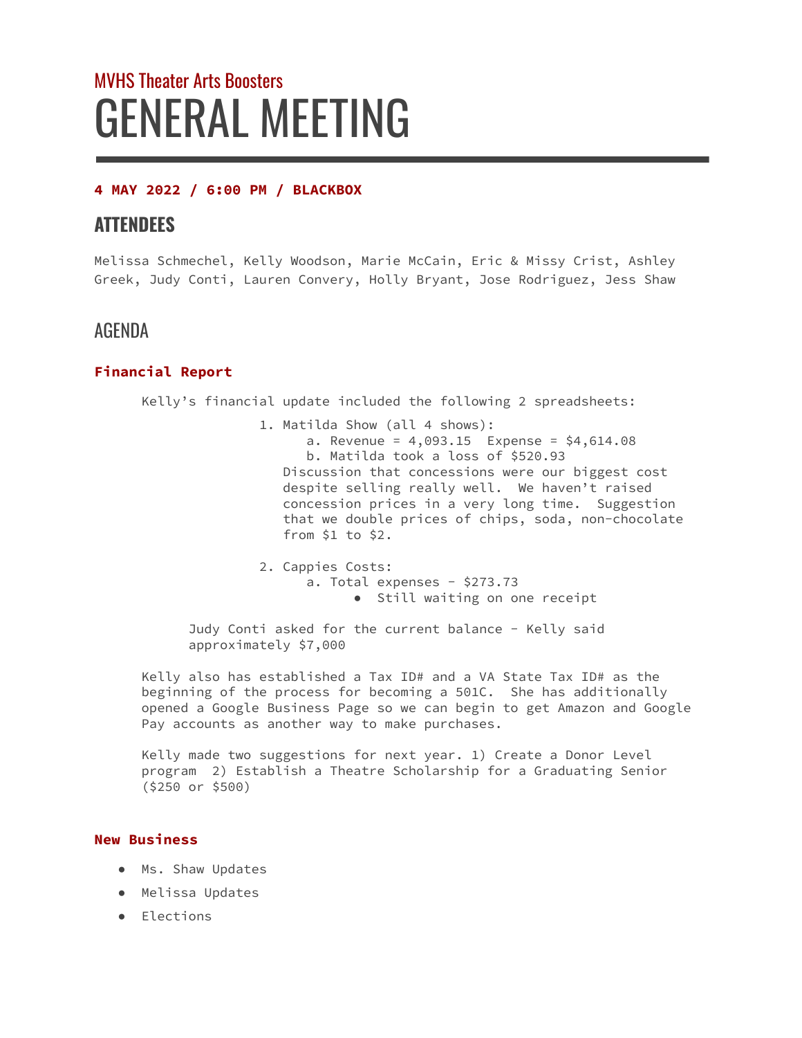MVHS Theater Arts Boosters

# GENERAL MEETING

**4 MAY 2022 / 6:00 PM / BLACKBOX**

## ATTENDEES

Melissa Schmechel, Kelly Woodson, Marie McCain, Eric & Missy Crist, Ashley Greek, Judy Conti, Lauren Convery, Holly Bryant, Jose Rodriguez, Jess Shaw

## AGENDA

### Financial Report

Kelly's financial update included the following 2 spreadsheets:

1. Matilda Show (all 4 shows):
   a. Revenue = 4,093.15  Expense = $4,614.08
   b. Matilda took a loss of $520.93

   Discussion that concessions were our biggest cost despite selling really well.  We haven't raised concession prices in a very long time.  Suggestion that we double prices of chips, soda, non-chocolate from $1 to $2.

2. Cappies Costs:
   a. Total expenses - $273.73
      - Still waiting on one receipt

Judy Conti asked for the current balance - Kelly said approximately $7,000

Kelly also has established a Tax ID# and a VA State Tax ID# as the beginning of the process for becoming a 501C.  She has additionally opened a Google Business Page so we can begin to get Amazon and Google Pay accounts as another way to make purchases.

Kelly made two suggestions for next year. 1) Create a Donor Level program  2) Establish a Theatre Scholarship for a Graduating Senior ($250 or $500)

### New Business

- Ms. Shaw Updates
- Melissa Updates
- Elections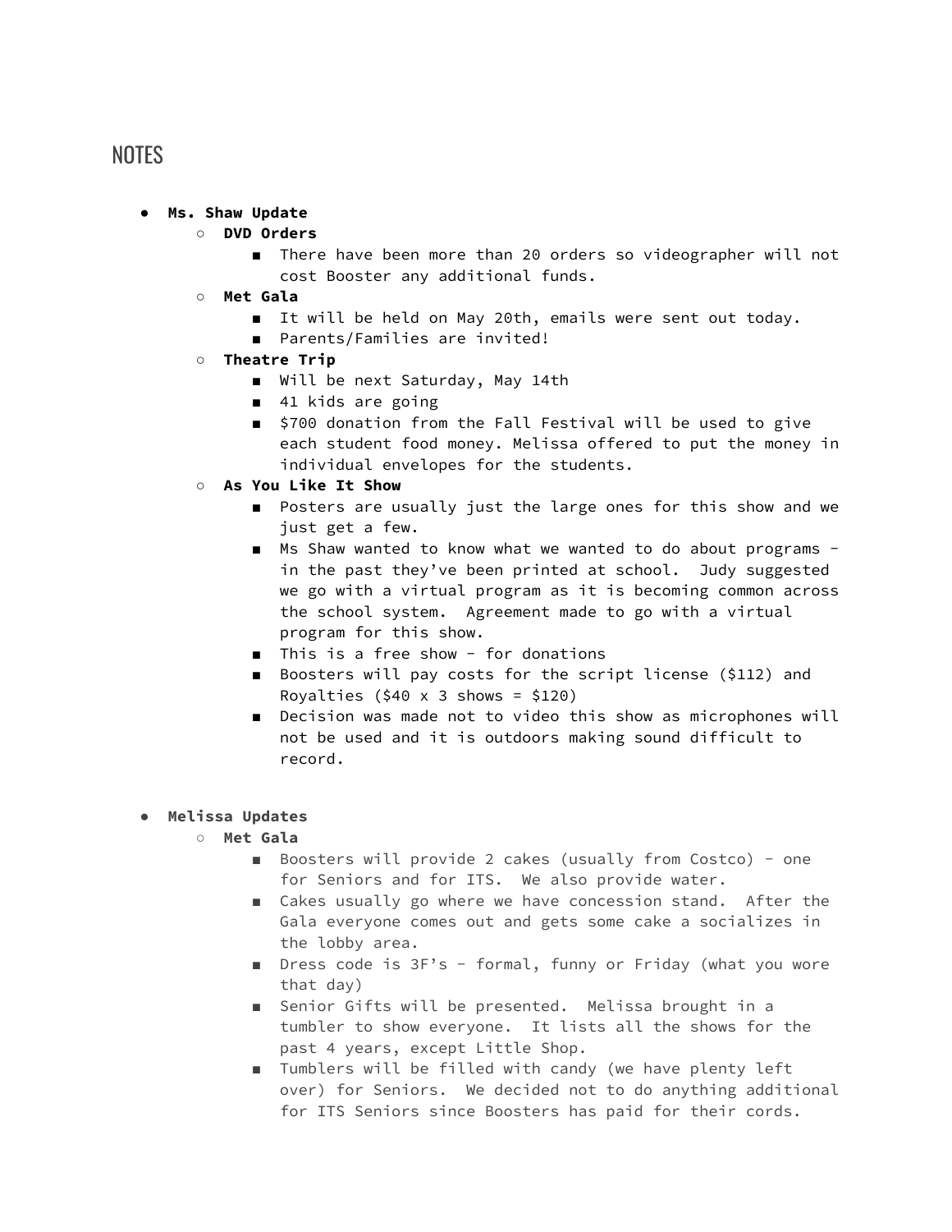# NOTES

- **Ms. Shaw Update**
  - **DVD Orders**
    - There have been more than 20 orders so videographer will not cost Booster any additional funds.
  - **Met Gala**
    - It will be held on May 20th, emails were sent out today.
    - Parents/Families are invited!
  - **Theatre Trip**
    - Will be next Saturday, May 14th
    - 41 kids are going
    - $700 donation from the Fall Festival will be used to give each student food money. Melissa offered to put the money in individual envelopes for the students.
  - **As You Like It Show**
    - Posters are usually just the large ones for this show and we just get a few.
    - Ms Shaw wanted to know what we wanted to do about programs - in the past they've been printed at school. Judy suggested we go with a virtual program as it is becoming common across the school system. Agreement made to go with a virtual program for this show.
    - This is a free show - for donations
    - Boosters will pay costs for the script license ($112) and Royalties ($40 x 3 shows = $120)
    - Decision was made not to video this show as microphones will not be used and it is outdoors making sound difficult to record.

- **Melissa Updates**
  - **Met Gala**
    - Boosters will provide 2 cakes (usually from Costco) - one for Seniors and for ITS. We also provide water.
    - Cakes usually go where we have concession stand. After the Gala everyone comes out and gets some cake a socializes in the lobby area.
    - Dress code is 3F's - formal, funny or Friday (what you wore that day)
    - Senior Gifts will be presented. Melissa brought in a tumbler to show everyone. It lists all the shows for the past 4 years, except Little Shop.
    - Tumblers will be filled with candy (we have plenty left over) for Seniors. We decided not to do anything additional for ITS Seniors since Boosters has paid for their cords.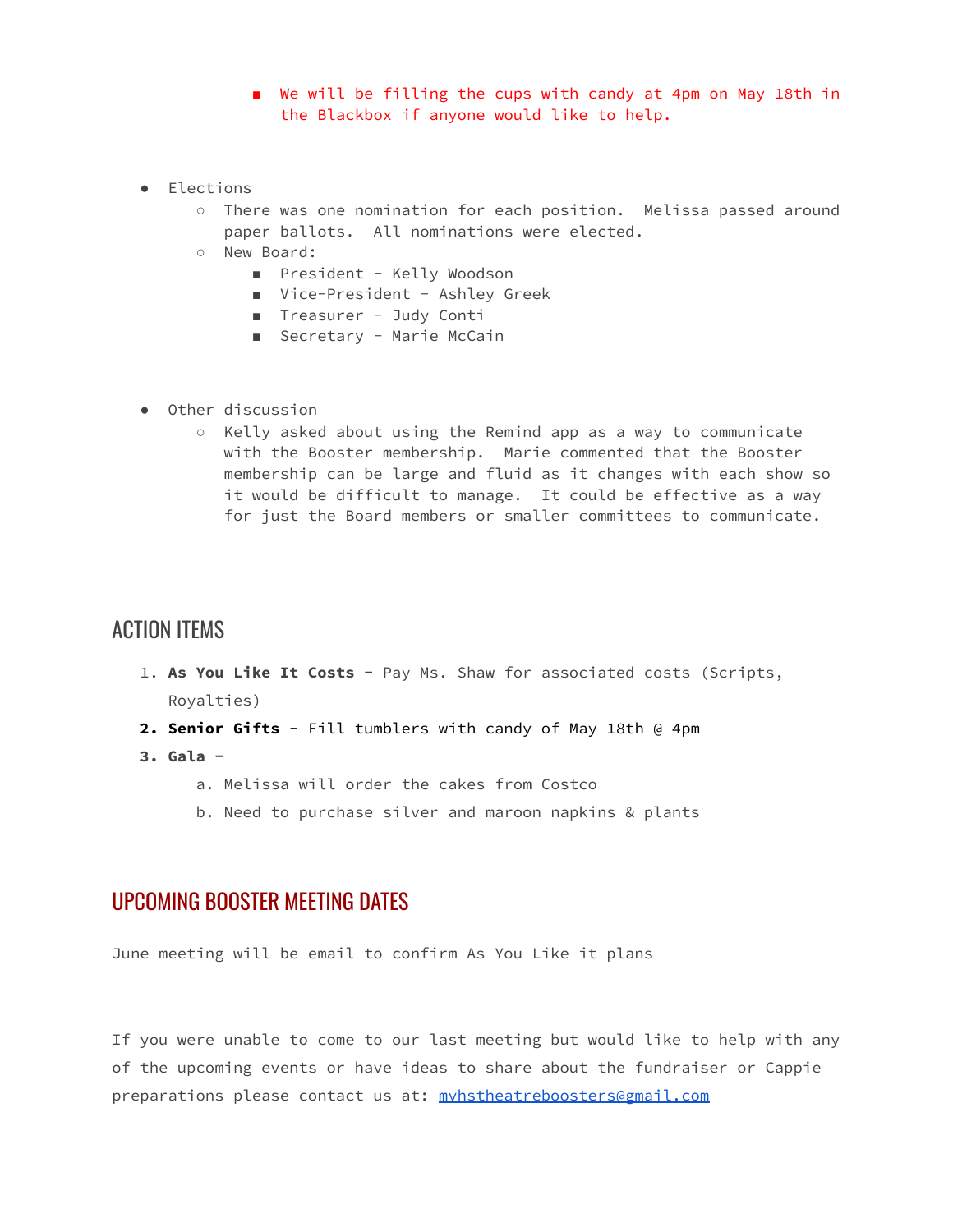- We will be filling the cups with candy at 4pm on May 18th in the Blackbox if anyone would like to help.

- Elections
    - There was one nomination for each position. Melissa passed around paper ballots. All nominations were elected.
    - New Board:
        - President - Kelly Woodson
        - Vice-President - Ashley Greek
        - Treasurer - Judy Conti
        - Secretary - Marie McCain

- Other discussion
    - Kelly asked about using the Remind app as a way to communicate with the Booster membership. Marie commented that the Booster membership can be large and fluid as it changes with each show so it would be difficult to manage. It could be effective as a way for just the Board members or smaller committees to communicate.

## ACTION ITEMS

1. **As You Like It Costs -** Pay Ms. Shaw for associated costs (Scripts, Royalties)
2. **Senior Gifts** - Fill tumblers with candy of May 18th @ 4pm
3. **Gala -**
    a. Melissa will order the cakes from Costco
    b. Need to purchase silver and maroon napkins & plants

## UPCOMING BOOSTER MEETING DATES

June meeting will be email to confirm As You Like it plans

If you were unable to come to our last meeting but would like to help with any of the upcoming events or have ideas to share about the fundraiser or Cappie preparations please contact us at: mvhstheatreboosters@gmail.com